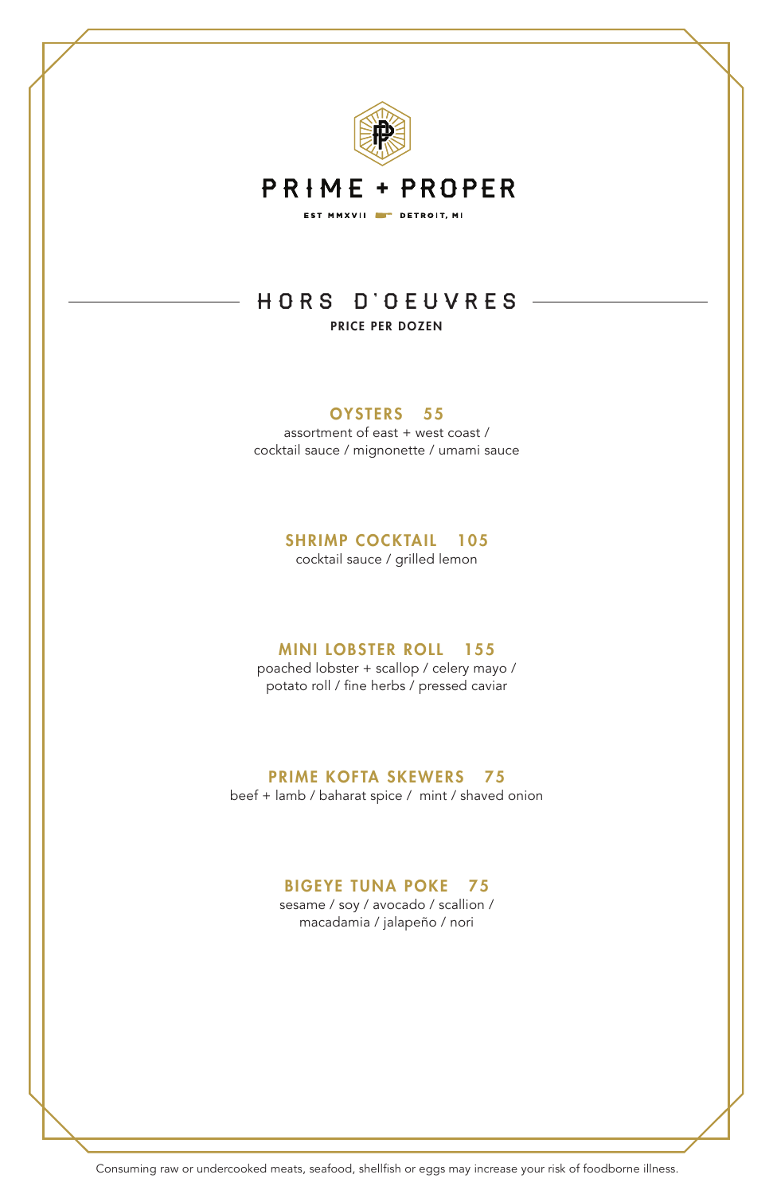# PRIME + PROPER

EST MMXVII DETROIT, MI

## HORS D'OEUVRES

**PRICE PER DOZEN**

### OYSTERS 55

assortment of east + west coast / cocktail sauce / mignonette / umami sauce

### SHRIMP COCKTAIL 105

cocktail sauce / grilled lemon

### MINI LOBSTER ROLL 155

poached lobster + scallop / celery mayo / potato roll / fine herbs / pressed caviar

### PRIME KOFTA SKEWERS 75

beef + lamb / baharat spice / mint / shaved onion

### BIGEYE TUNA POKE 75

sesame / soy / avocado / scallion / macadamia / jalapeño / nori

Consuming raw or undercooked meats, seafood, shellfish or eggs may increase your risk of foodborne illness.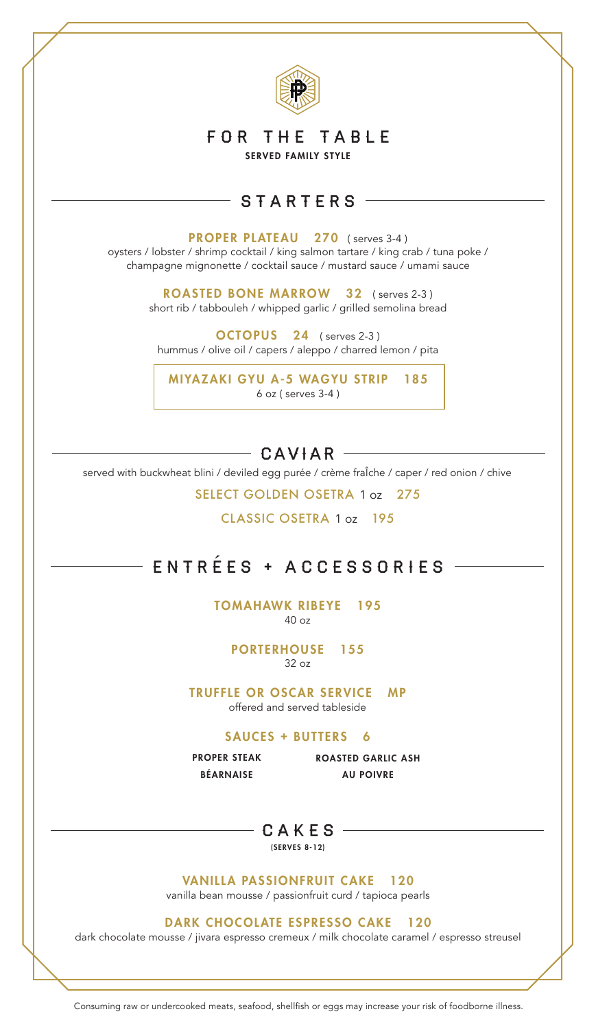# FOR THE TABLE

**SERVED FAMILY STYLE**

## STARTERS

**PROPER PLATEAU 270** ( serves 3-4 )
oysters / lobster / shrimp cocktail / king salmon tartare / king crab / tuna poke / champagne mignonette / cocktail sauce / mustard sauce / umami sauce

**ROASTED BONE MARROW 32** ( serves 2-3 )
short rib / tabbouleh / whipped garlic / grilled semolina bread

**OCTOPUS 24** ( serves 2-3 )
hummus / olive oil / capers / aleppo / charred lemon / pita

**MIYAZAKI GYU A-5 WAGYU STRIP 185**
6 oz ( serves 3-4 )

## CAVIAR

served with buckwheat blini / deviled egg purée / crème fraÎche / caper / red onion / chive

SELECT GOLDEN OSETRA 1 oz 275

CLASSIC OSETRA 1 oz 195

## ENTRÉES + ACCESSORIES

**TOMAHAWK RIBEYE 195**
40 oz

**PORTERHOUSE 155**
32 oz

**TRUFFLE OR OSCAR SERVICE MP**
offered and served tableside

**SAUCES + BUTTERS 6**

**PROPER STEAK**
**BÉARNAISE**
**ROASTED GARLIC ASH**
**AU POIVRE**

## CAKES

**(SERVES 8-12)**

**VANILLA PASSIONFRUIT CAKE 120**
vanilla bean mousse / passionfruit curd / tapioca pearls

**DARK CHOCOLATE ESPRESSO CAKE 120**
dark chocolate mousse / jivara espresso cremeux / milk chocolate caramel / espresso streusel

Consuming raw or undercooked meats, seafood, shellfish or eggs may increase your risk of foodborne illness.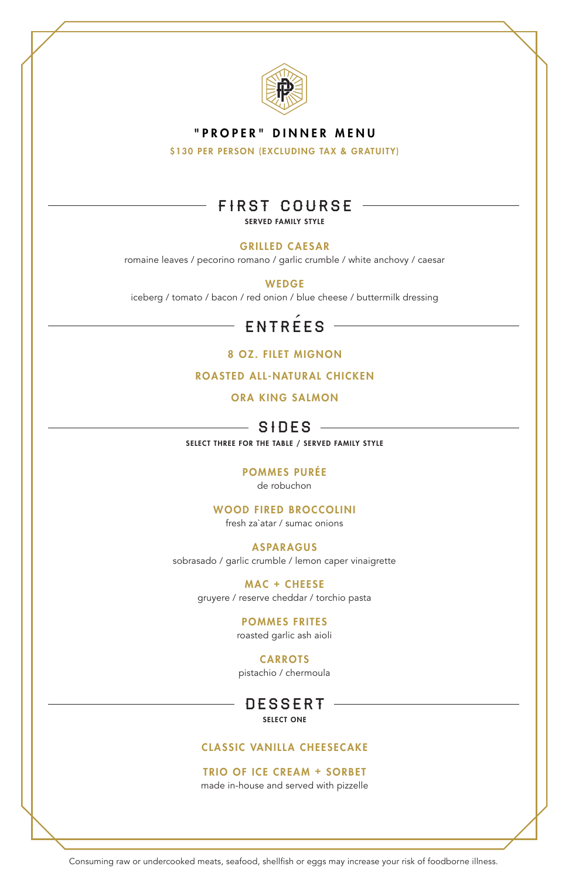# "PROPER" DINNER MENU

**$130 PER PERSON (EXCLUDING TAX & GRATUITY)**

## FIRST COURSE

**SERVED FAMILY STYLE**

**GRILLED CAESAR**

romaine leaves / pecorino romano / garlic crumble / white anchovy / caesar

**WEDGE**

iceberg / tomato / bacon / red onion / blue cheese / buttermilk dressing

## ENTRÉES

**8 OZ. FILET MIGNON**

**ROASTED ALL-NATURAL CHICKEN**

**ORA KING SALMON**

## SIDES

**SELECT THREE FOR THE TABLE / SERVED FAMILY STYLE**

**POMMES PURÉE**

de robuchon

**WOOD FIRED BROCCOLINI**

fresh za`atar / sumac onions

**ASPARAGUS**

sobrasado / garlic crumble / lemon caper vinaigrette

**MAC + CHEESE**

gruyere / reserve cheddar / torchio pasta

**POMMES FRITES**

roasted garlic ash aioli

**CARROTS**

pistachio / chermoula

## DESSERT

**SELECT ONE**

**CLASSIC VANILLA CHEESECAKE**

**TRIO OF ICE CREAM + SORBET**

made in-house and served with pizzelle

Consuming raw or undercooked meats, seafood, shellfish or eggs may increase your risk of foodborne illness.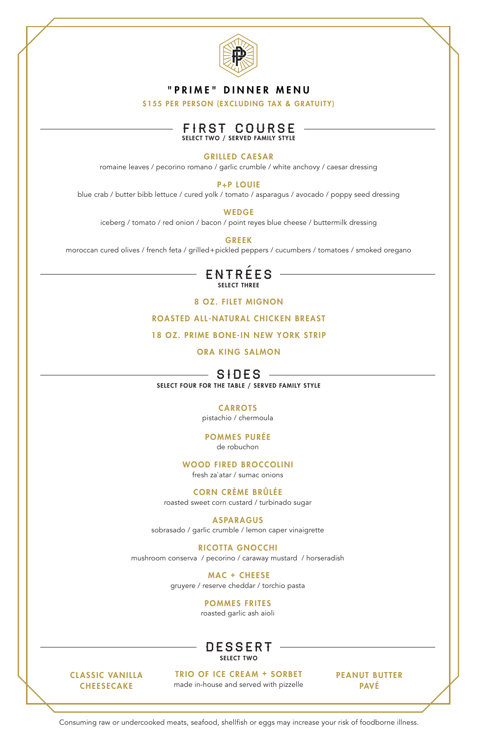# "PRIME" DINNER MENU

**$155 PER PERSON (EXCLUDING TAX & GRATUITY)**

## FIRST COURSE

SELECT TWO / SERVED FAMILY STYLE

**GRILLED CAESAR**
romaine leaves / pecorino romano / garlic crumble / white anchovy / caesar dressing

**P+P LOUIE**
blue crab / butter bibb lettuce / cured yolk / tomato / asparagus / avocado / poppy seed dressing

**WEDGE**
iceberg / tomato / red onion / bacon / point reyes blue cheese / buttermilk dressing

**GREEK**
moroccan cured olives / french feta / grilled+pickled peppers / cucumbers / tomatoes / smoked oregano

## ENTRÉES

SELECT THREE

**8 OZ. FILET MIGNON**

**ROASTED ALL-NATURAL CHICKEN BREAST**

**18 OZ. PRIME BONE-IN NEW YORK STRIP**

**ORA KING SALMON**

## SIDES

SELECT FOUR FOR THE TABLE / SERVED FAMILY STYLE

**CARROTS**
pistachio / chermoula

**POMMES PURÉE**
de robuchon

**WOOD FIRED BROCCOLINI**
fresh za`atar / sumac onions

**CORN CRÈME BRÛLÉE**
roasted sweet corn custard / turbinado sugar

**ASPARAGUS**
sobrasado / garlic crumble / lemon caper vinaigrette

**RICOTTA GNOCCHI**
mushroom conserva / pecorino / caraway mustard / horseradish

**MAC + CHEESE**
gruyere / reserve cheddar / torchio pasta

**POMMES FRITES**
roasted garlic ash aioli

## DESSERT

SELECT TWO

**CLASSIC VANILLA CHEESECAKE**

**TRIO OF ICE CREAM + SORBET**
made in-house and served with pizzelle

**PEANUT BUTTER PAVÉ**

Consuming raw or undercooked meats, seafood, shellfish or eggs may increase your risk of foodborne illness.